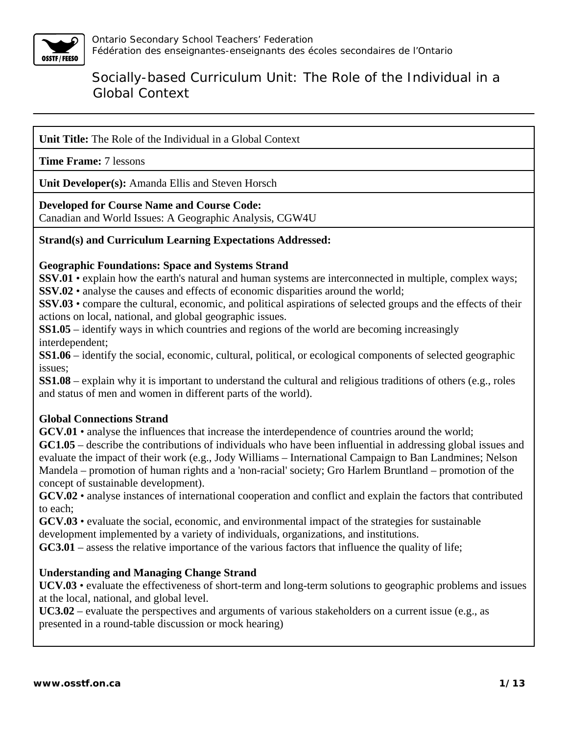Ontario Secondary School Teachers' Federation
Fédération des enseignantes-enseignants des écoles secondaires de l'Ontario

# Socially-based Curriculum Unit: The Role of the Individual in a Global Context

**Unit Title:** The Role of the Individual in a Global Context

**Time Frame:** 7 lessons

**Unit Developer(s):** Amanda Ellis and Steven Horsch

**Developed for Course Name and Course Code:**
Canadian and World Issues: A Geographic Analysis, CGW4U

**Strand(s) and Curriculum Learning Expectations Addressed:**

**Geographic Foundations: Space and Systems Strand**

**SSV.01** • explain how the earth's natural and human systems are interconnected in multiple, complex ways;
**SSV.02** • analyse the causes and effects of economic disparities around the world;
**SSV.03** • compare the cultural, economic, and political aspirations of selected groups and the effects of their actions on local, national, and global geographic issues.
**SS1.05** – identify ways in which countries and regions of the world are becoming increasingly interdependent;
**SS1.06** – identify the social, economic, cultural, political, or ecological components of selected geographic issues;
**SS1.08** – explain why it is important to understand the cultural and religious traditions of others (e.g., roles and status of men and women in different parts of the world).

**Global Connections Strand**

**GCV.01** • analyse the influences that increase the interdependence of countries around the world;
**GC1.05** – describe the contributions of individuals who have been influential in addressing global issues and evaluate the impact of their work (e.g., Jody Williams – International Campaign to Ban Landmines; Nelson Mandela – promotion of human rights and a 'non-racial' society; Gro Harlem Bruntland – promotion of the concept of sustainable development).
**GCV.02** • analyse instances of international cooperation and conflict and explain the factors that contributed to each;
**GCV.03** • evaluate the social, economic, and environmental impact of the strategies for sustainable development implemented by a variety of individuals, organizations, and institutions.
**GC3.01** – assess the relative importance of the various factors that influence the quality of life;

**Understanding and Managing Change Strand**

**UCV.03** • evaluate the effectiveness of short-term and long-term solutions to geographic problems and issues at the local, national, and global level.
**UC3.02** – evaluate the perspectives and arguments of various stakeholders on a current issue (e.g., as presented in a round-table discussion or mock hearing)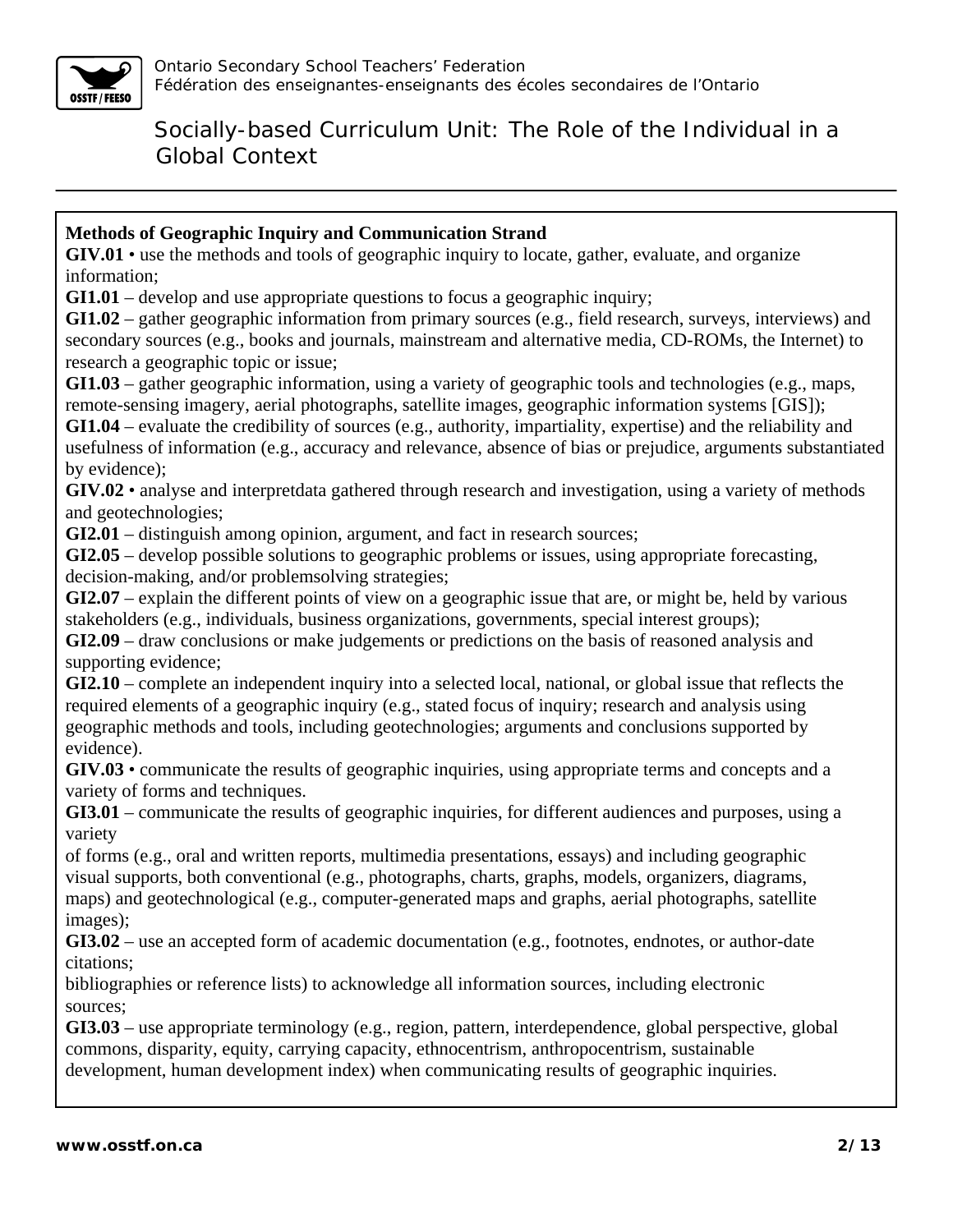**Methods of Geographic Inquiry and Communication Strand**

**GIV.01** • use the methods and tools of geographic inquiry to locate, gather, evaluate, and organize information;

**GI1.01** – develop and use appropriate questions to focus a geographic inquiry;

**GI1.02** – gather geographic information from primary sources (e.g., field research, surveys, interviews) and secondary sources (e.g., books and journals, mainstream and alternative media, CD-ROMs, the Internet) to research a geographic topic or issue;

**GI1.03** – gather geographic information, using a variety of geographic tools and technologies (e.g., maps, remote-sensing imagery, aerial photographs, satellite images, geographic information systems [GIS]);

**GI1.04** – evaluate the credibility of sources (e.g., authority, impartiality, expertise) and the reliability and usefulness of information (e.g., accuracy and relevance, absence of bias or prejudice, arguments substantiated by evidence);

**GIV.02** • analyse and interpretdata gathered through research and investigation, using a variety of methods and geotechnologies;

**GI2.01** – distinguish among opinion, argument, and fact in research sources;

**GI2.05** – develop possible solutions to geographic problems or issues, using appropriate forecasting, decision-making, and/or problemsolving strategies;

**GI2.07** – explain the different points of view on a geographic issue that are, or might be, held by various stakeholders (e.g., individuals, business organizations, governments, special interest groups);

**GI2.09** – draw conclusions or make judgements or predictions on the basis of reasoned analysis and supporting evidence;

**GI2.10** – complete an independent inquiry into a selected local, national, or global issue that reflects the required elements of a geographic inquiry (e.g., stated focus of inquiry; research and analysis using geographic methods and tools, including geotechnologies; arguments and conclusions supported by evidence).

**GIV.03** • communicate the results of geographic inquiries, using appropriate terms and concepts and a variety of forms and techniques.

**GI3.01** – communicate the results of geographic inquiries, for different audiences and purposes, using a variety of forms (e.g., oral and written reports, multimedia presentations, essays) and including geographic visual supports, both conventional (e.g., photographs, charts, graphs, models, organizers, diagrams, maps) and geotechnological (e.g., computer-generated maps and graphs, aerial photographs, satellite images);

**GI3.02** – use an accepted form of academic documentation (e.g., footnotes, endnotes, or author-date citations; bibliographies or reference lists) to acknowledge all information sources, including electronic sources;

**GI3.03** – use appropriate terminology (e.g., region, pattern, interdependence, global perspective, global commons, disparity, equity, carrying capacity, ethnocentrism, anthropocentrism, sustainable development, human development index) when communicating results of geographic inquiries.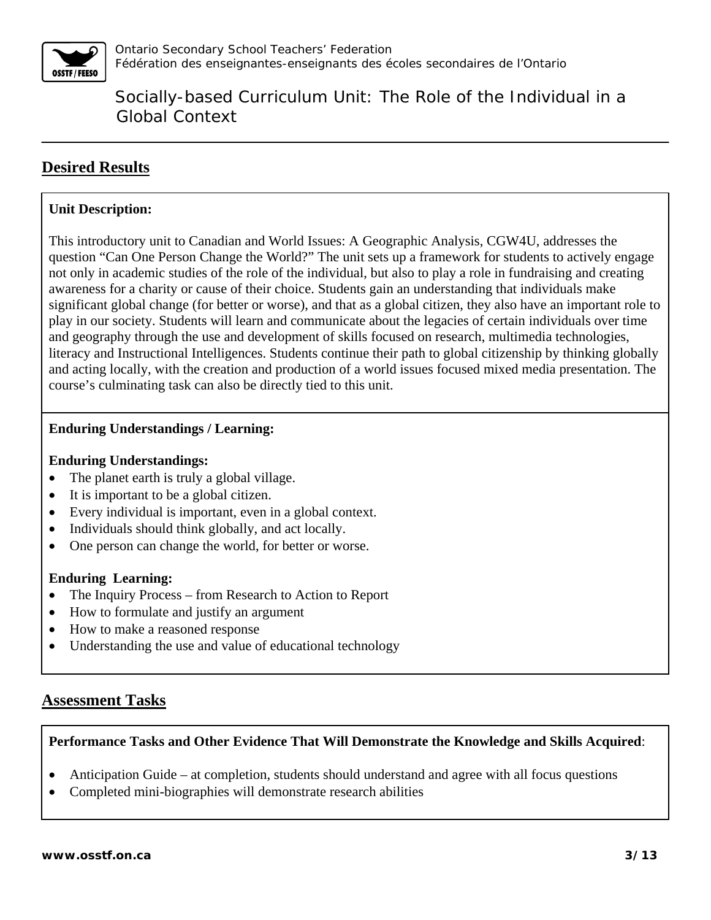## Desired Results

**Unit Description:**

This introductory unit to Canadian and World Issues: A Geographic Analysis, CGW4U, addresses the question "Can One Person Change the World?" The unit sets up a framework for students to actively engage not only in academic studies of the role of the individual, but also to play a role in fundraising and creating awareness for a charity or cause of their choice. Students gain an understanding that individuals make significant global change (for better or worse), and that as a global citizen, they also have an important role to play in our society. Students will learn and communicate about the legacies of certain individuals over time and geography through the use and development of skills focused on research, multimedia technologies, literacy and Instructional Intelligences. Students continue their path to global citizenship by thinking globally and acting locally, with the creation and production of a world issues focused mixed media presentation. The course's culminating task can also be directly tied to this unit.

**Enduring Understandings / Learning:**

**Enduring Understandings:**

- The planet earth is truly a global village.
- It is important to be a global citizen.
- Every individual is important, even in a global context.
- Individuals should think globally, and act locally.
- One person can change the world, for better or worse.

**Enduring Learning:**

- The Inquiry Process – from Research to Action to Report
- How to formulate and justify an argument
- How to make a reasoned response
- Understanding the use and value of educational technology

## Assessment Tasks

**Performance Tasks and Other Evidence That Will Demonstrate the Knowledge and Skills Acquired**:

- Anticipation Guide – at completion, students should understand and agree with all focus questions
- Completed mini-biographies will demonstrate research abilities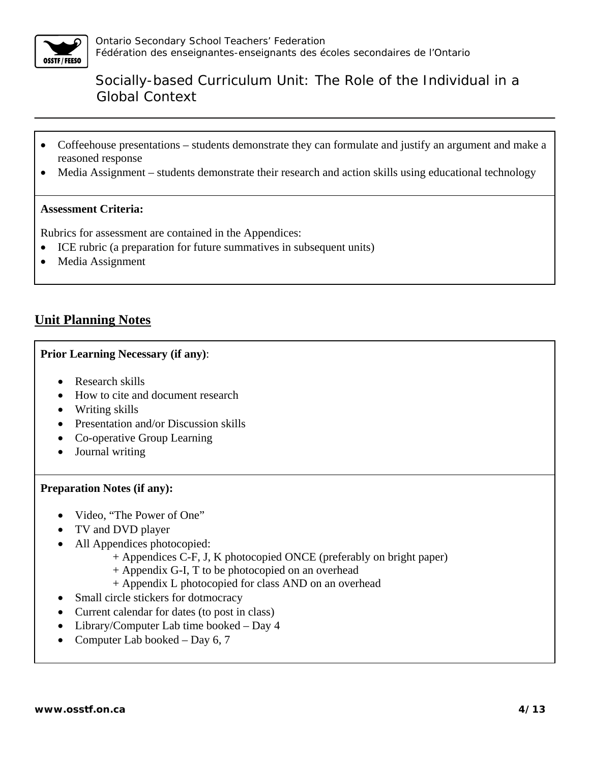- Coffeehouse presentations – students demonstrate they can formulate and justify an argument and make a reasoned response
- Media Assignment – students demonstrate their research and action skills using educational technology

**Assessment Criteria:**

Rubrics for assessment are contained in the Appendices:

- ICE rubric (a preparation for future summatives in subsequent units)
- Media Assignment

## Unit Planning Notes

**Prior Learning Necessary (if any)**:

- Research skills
- How to cite and document research
- Writing skills
- Presentation and/or Discussion skills
- Co-operative Group Learning
- Journal writing

**Preparation Notes (if any):**

- Video, "The Power of One"
- TV and DVD player
- All Appendices photocopied:
  - + Appendices C-F, J, K photocopied ONCE (preferably on bright paper)
  - + Appendix G-I, T to be photocopied on an overhead
  - + Appendix L photocopied for class AND on an overhead
- Small circle stickers for dotmocracy
- Current calendar for dates (to post in class)
- Library/Computer Lab time booked – Day 4
- Computer Lab booked – Day 6, 7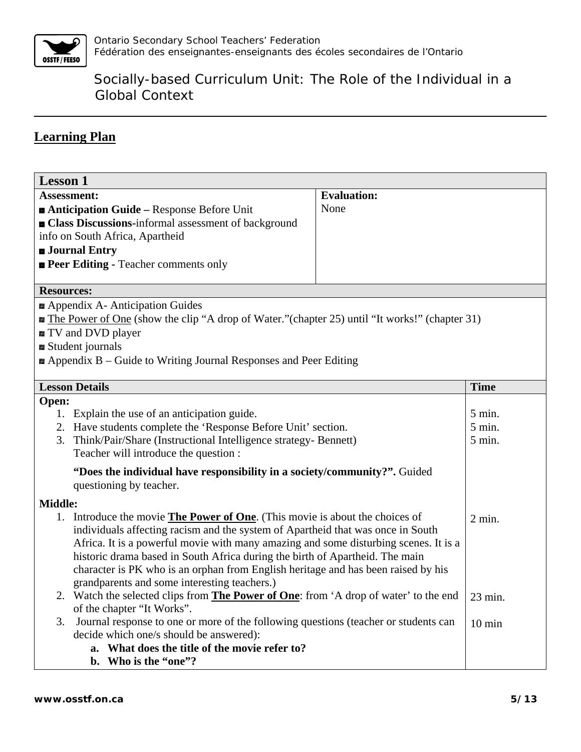## Learning Plan

| **Lesson 1** | | |
|---|---|---|
| **Assessment:**<br>■ **Anticipation Guide –** Response Before Unit<br>■ **Class Discussions**-informal assessment of background info on South Africa, Apartheid<br>■ **Journal Entry**<br>■ **Peer Editing -** Teacher comments only | **Evaluation:**<br>None | |
| **Resources:** | | |
| ■ Appendix A- Anticipation Guides<br>■ The Power of One (show the clip "A drop of Water."(chapter 25) until "It works!" (chapter 31)<br>■ TV and DVD player<br>■ Student journals<br>■ Appendix B – Guide to Writing Journal Responses and Peer Editing | | |
| **Lesson Details** | | **Time** |
| **Open:**<br>1. Explain the use of an anticipation guide.<br>2. Have students complete the 'Response Before Unit' section.<br>3. Think/Pair/Share (Instructional Intelligence strategy- Bennett)<br>Teacher will introduce the question :<br>**"Does the individual have responsibility in a society/community?".** Guided questioning by teacher. | | <br>5 min.<br>5 min.<br>5 min. |
| **Middle:**<br>1. Introduce the movie **The Power of One**. (This movie is about the choices of individuals affecting racism and the system of Apartheid that was once in South Africa. It is a powerful movie with many amazing and some disturbing scenes. It is a historic drama based in South Africa during the birth of Apartheid. The main character is PK who is an orphan from English heritage and has been raised by his grandparents and some interesting teachers.)<br>2. Watch the selected clips from **The Power of One**: from 'A drop of water' to the end of the chapter "It Works".<br>3. Journal response to one or more of the following questions (teacher or students can decide which one/s should be answered):<br>**a. What does the title of the movie refer to?**<br>**b. Who is the "one"?** | | <br>2 min.<br><br><br><br><br>23 min.<br><br>10 min |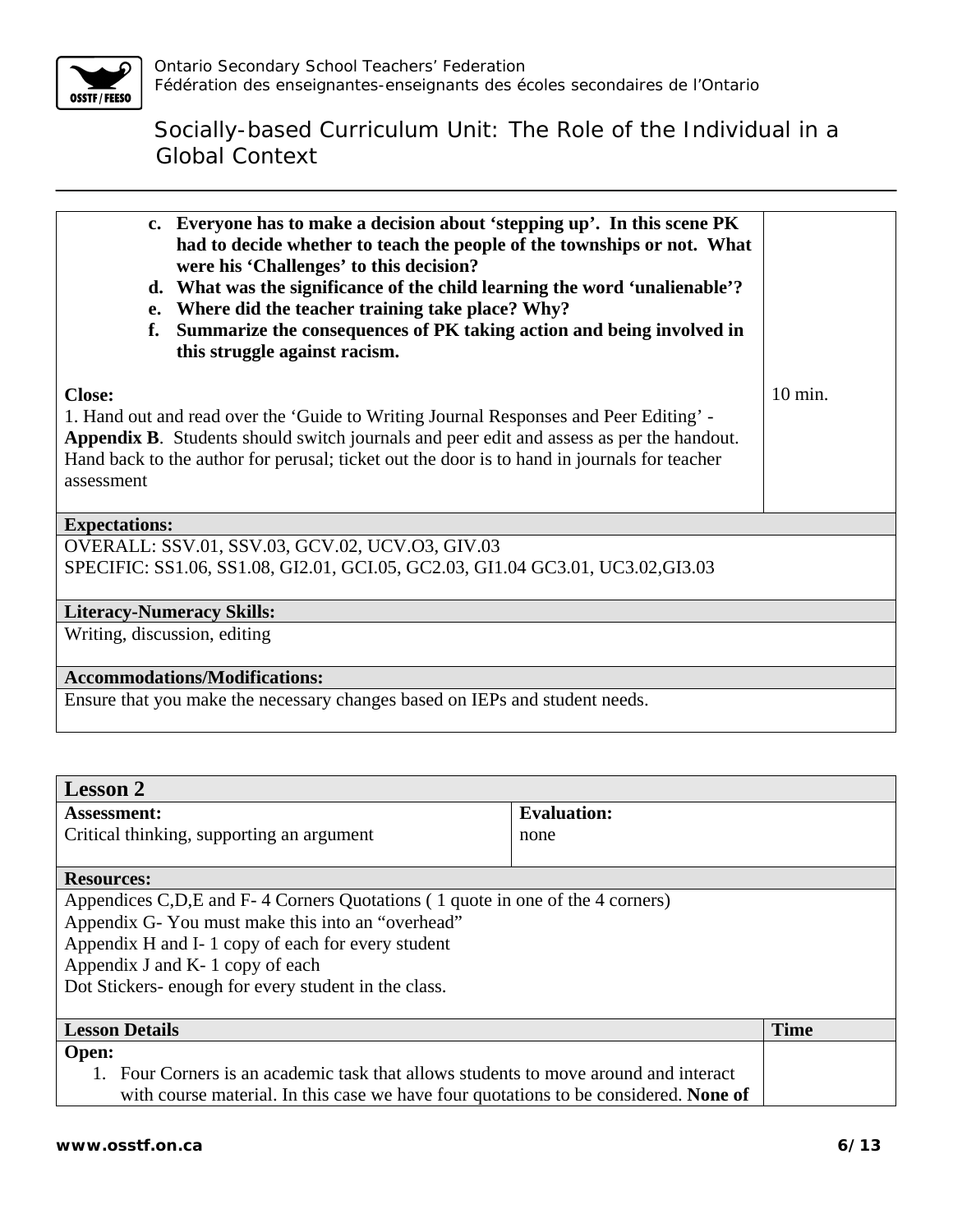|  |  |
|---|---|
| **c. Everyone has to make a decision about 'stepping up'. In this scene PK had to decide whether to teach the people of the townships or not. What were his 'Challenges' to this decision?**<br>**d. What was the significance of the child learning the word 'unalienable'?**<br>**e. Where did the teacher training take place? Why?**<br>**f. Summarize the consequences of PK taking action and being involved in this struggle against racism.** | |
| **Close:**<br>1. Hand out and read over the 'Guide to Writing Journal Responses and Peer Editing' - **Appendix B**. Students should switch journals and peer edit and assess as per the handout. Hand back to the author for perusal; ticket out the door is to hand in journals for teacher assessment | 10 min. |

| **Expectations:** |
|---|
| OVERALL: SSV.01, SSV.03, GCV.02, UCV.O3, GIV.03<br>SPECIFIC: SS1.06, SS1.08, GI2.01, GCI.05, GC2.03, GI1.04 GC3.01, UC3.02,GI3.03 |
| **Literacy-Numeracy Skills:** |
| Writing, discussion, editing |
| **Accommodations/Modifications:** |
| Ensure that you make the necessary changes based on IEPs and student needs. |

| **Lesson 2** | | |
|---|---|---|
| **Assessment:**<br>Critical thinking, supporting an argument | **Evaluation:**<br>none | |
| **Resources:** | | |
| Appendices C,D,E and F- 4 Corners Quotations ( 1 quote in one of the 4 corners)<br>Appendix G- You must make this into an "overhead"<br>Appendix H and I- 1 copy of each for every student<br>Appendix J and K- 1 copy of each<br>Dot Stickers- enough for every student in the class. | | |
| **Lesson Details** | | **Time** |
| **Open:**<br>1. Four Corners is an academic task that allows students to move around and interact with course material. In this case we have four quotations to be considered. **None of** | | |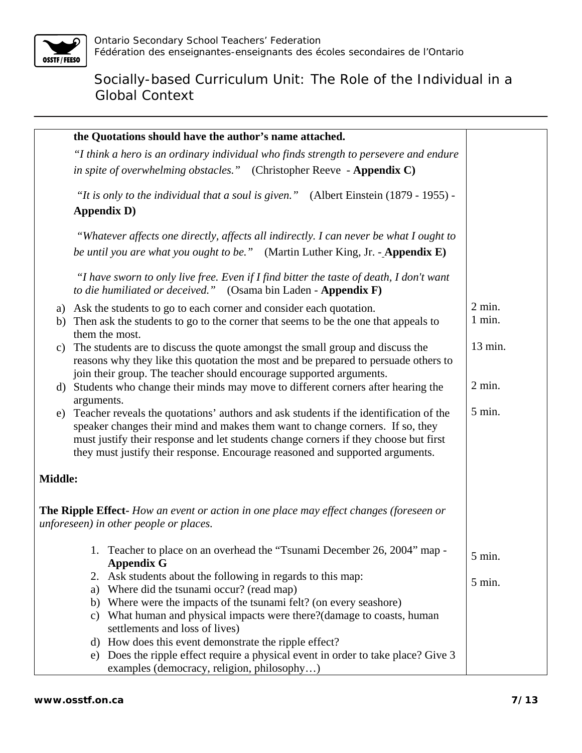**the Quotations should have the author's name attached.**

*"I think a hero is an ordinary individual who finds strength to persevere and endure in spite of overwhelming obstacles."* (Christopher Reeve - **Appendix C)**

*"It is only to the individual that a soul is given."* (Albert Einstein (1879 - 1955) - **Appendix D)**

*"Whatever affects one directly, affects all indirectly. I can never be what I ought to be until you are what you ought to be."* (Martin Luther King, Jr. - **Appendix E)**

*"I have sworn to only live free. Even if I find bitter the taste of death, I don't want to die humiliated or deceived."* (Osama bin Laden - **Appendix F)**

| Activity | Time |
|---|---|
| a) Ask the students to go to each corner and consider each quotation. | 2 min. |
| b) Then ask the students to go to the corner that seems to be the one that appeals to them the most. | 1 min. |
| c) The students are to discuss the quote amongst the small group and discuss the reasons why they like this quotation the most and be prepared to persuade others to join their group. The teacher should encourage supported arguments. | 13 min. |
| d) Students who change their minds may move to different corners after hearing the arguments. | 2 min. |
| e) Teacher reveals the quotations' authors and ask students if the identification of the speaker changes their mind and makes them want to change corners. If so, they must justify their response and let students change corners if they choose but first they must justify their response. Encourage reasoned and supported arguments. | 5 min. |

**Middle:**

**The Ripple Effect-** *How an event or action in one place may effect changes (foreseen or unforeseen) in other people or places.*

| Activity | Time |
|---|---|
| 1. Teacher to place on an overhead the "Tsunami December 26, 2004" map - **Appendix G** | 5 min. |
| 2. Ask students about the following in regards to this map:<br>a) Where did the tsunami occur? (read map)<br>b) Where were the impacts of the tsunami felt? (on every seashore)<br>c) What human and physical impacts were there?(damage to coasts, human settlements and loss of lives)<br>d) How does this event demonstrate the ripple effect?<br>e) Does the ripple effect require a physical event in order to take place? Give 3 examples (democracy, religion, philosophy…) | 5 min. |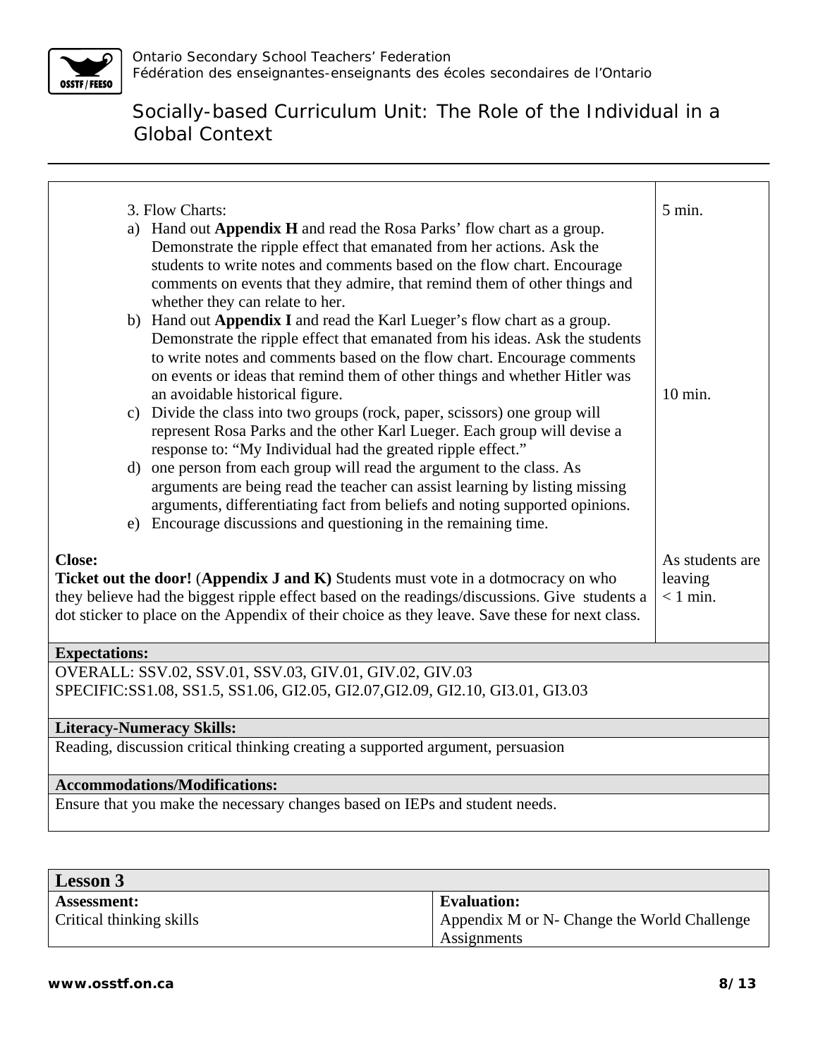| | |
|---|---|
| 3. Flow Charts:<br>a) Hand out **Appendix H** and read the Rosa Parks' flow chart as a group. Demonstrate the ripple effect that emanated from her actions. Ask the students to write notes and comments based on the flow chart. Encourage comments on events that they admire, that remind them of other things and whether they can relate to her.<br>b) Hand out **Appendix I** and read the Karl Lueger's flow chart as a group. Demonstrate the ripple effect that emanated from his ideas. Ask the students to write notes and comments based on the flow chart. Encourage comments on events or ideas that remind them of other things and whether Hitler was an avoidable historical figure.<br>c) Divide the class into two groups (rock, paper, scissors) one group will represent Rosa Parks and the other Karl Lueger. Each group will devise a response to: "My Individual had the greated ripple effect."<br>d) one person from each group will read the argument to the class. As arguments are being read the teacher can assist learning by listing missing arguments, differentiating fact from beliefs and noting supported opinions.<br>e) Encourage discussions and questioning in the remaining time. | 5 min.<br><br>10 min. |
| **Close:**<br>**Ticket out the door!** (**Appendix J and K)** Students must vote in a dotmocracy on who they believe had the biggest ripple effect based on the readings/discussions. Give students a dot sticker to place on the Appendix of their choice as they leave. Save these for next class. | As students are leaving<br>< 1 min. |

**Expectations:**

OVERALL: SSV.02, SSV.01, SSV.03, GIV.01, GIV.02, GIV.03
SPECIFIC:SS1.08, SS1.5, SS1.06, GI2.05, GI2.07,GI2.09, GI2.10, GI3.01, GI3.03

**Literacy-Numeracy Skills:**

Reading, discussion critical thinking creating a supported argument, persuasion

**Accommodations/Modifications:**

Ensure that you make the necessary changes based on IEPs and student needs.

## Lesson 3

| **Assessment:** | **Evaluation:** |
|---|---|
| Critical thinking skills | Appendix M or N- Change the World Challenge Assignments |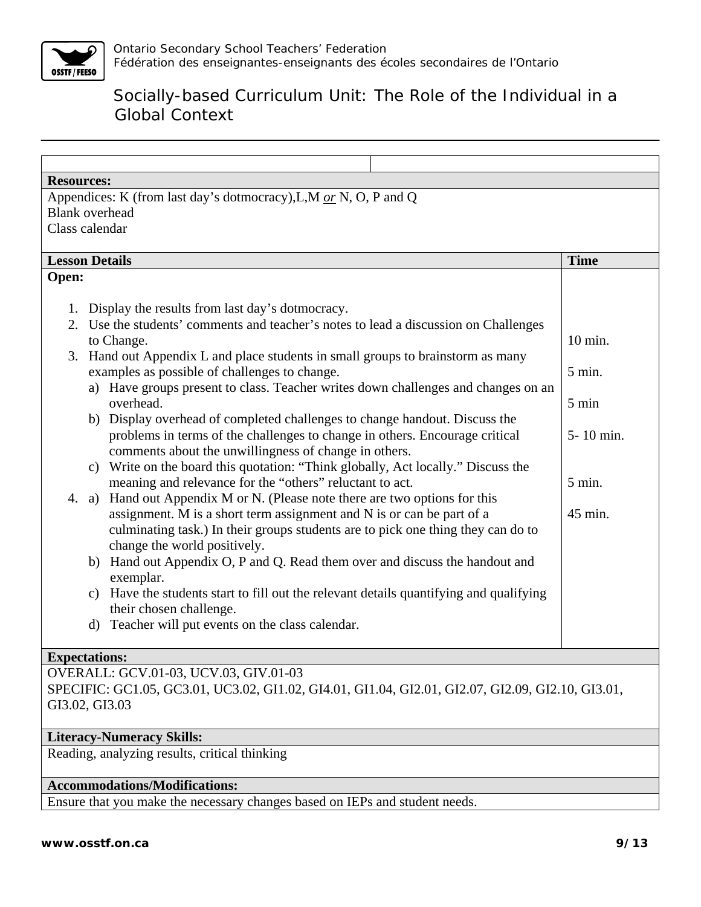Ontario Secondary School Teachers' Federation
Fédération des enseignantes-enseignants des écoles secondaires de l'Ontario

# Socially-based Curriculum Unit: The Role of the Individual in a Global Context

**Resources:**

Appendices: K (from last day's dotmocracy),L,M *or* N, O, P and Q
Blank overhead
Class calendar

| Lesson Details | Time |
|---|---|
| **Open:** | |
| 1. Display the results from last day's dotmocracy. | |
| 2. Use the students' comments and teacher's notes to lead a discussion on Challenges to Change. | 10 min. |
| 3. Hand out Appendix L and place students in small groups to brainstorm as many examples as possible of challenges to change. | 5 min. |
| a) Have groups present to class. Teacher writes down challenges and changes on an overhead. | 5 min |
| b) Display overhead of completed challenges to change handout. Discuss the problems in terms of the challenges to change in others. Encourage critical comments about the unwillingness of change in others. | 5- 10 min. |
| c) Write on the board this quotation: "Think globally, Act locally." Discuss the meaning and relevance for the "others" reluctant to act. | 5 min. |
| 4. a) Hand out Appendix M or N. (Please note there are two options for this assignment. M is a short term assignment and N is or can be part of a culminating task.) In their groups students are to pick one thing they can do to change the world positively. | 45 min. |
| b) Hand out Appendix O, P and Q. Read them over and discuss the handout and exemplar. | |
| c) Have the students start to fill out the relevant details quantifying and qualifying their chosen challenge. | |
| d) Teacher will put events on the class calendar. | |

**Expectations:**

OVERALL: GCV.01-03, UCV.03, GIV.01-03
SPECIFIC: GC1.05, GC3.01, UC3.02, GI1.02, GI4.01, GI1.04, GI2.01, GI2.07, GI2.09, GI2.10, GI3.01, GI3.02, GI3.03

**Literacy-Numeracy Skills:**

Reading, analyzing results, critical thinking

**Accommodations/Modifications:**

Ensure that you make the necessary changes based on IEPs and student needs.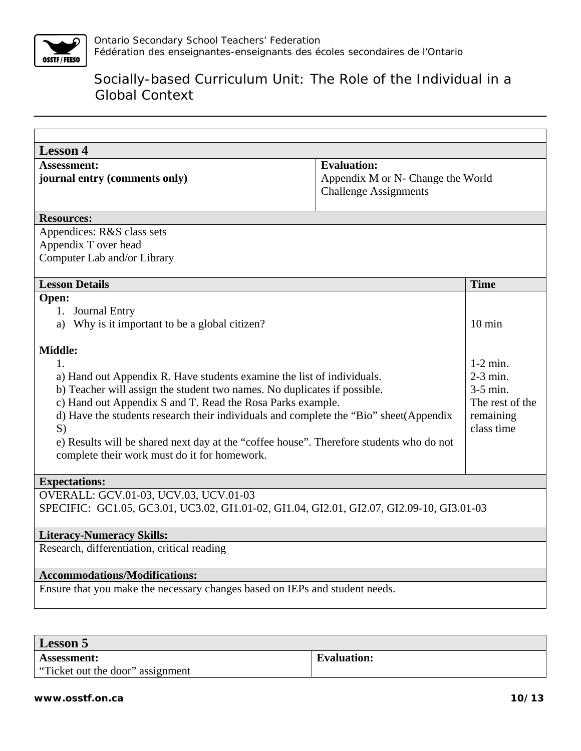## Lesson 4

| Assessment: | Evaluation: |
|---|---|
| **journal entry (comments only)** | Appendix M or N- Change the World Challenge Assignments |

**Resources:**

Appendices: R&S class sets
Appendix T over head
Computer Lab and/or Library

| Lesson Details | Time |
|---|---|
| **Open:** | |
| 1. Journal Entry | |
| a) Why is it important to be a global citizen? | 10 min |
| **Middle:** | |
| 1. | 1-2 min. |
| a) Hand out Appendix R. Have students examine the list of individuals. | 2-3 min. |
| b) Teacher will assign the student two names. No duplicates if possible. | 3-5 min. |
| c) Hand out Appendix S and T. Read the Rosa Parks example. | The rest of the remaining class time |
| d) Have the students research their individuals and complete the "Bio" sheet(Appendix S) | |
| e) Results will be shared next day at the "coffee house". Therefore students who do not complete their work must do it for homework. | |

**Expectations:**

OVERALL: GCV.01-03, UCV.03, UCV.01-03
SPECIFIC: GC1.05, GC3.01, UC3.02, GI1.01-02, GI1.04, GI2.01, GI2.07, GI2.09-10, GI3.01-03

**Literacy-Numeracy Skills:**

Research, differentiation, critical reading

**Accommodations/Modifications:**

Ensure that you make the necessary changes based on IEPs and student needs.

## Lesson 5

| Assessment: | Evaluation: |
|---|---|
| "Ticket out the door" assignment | |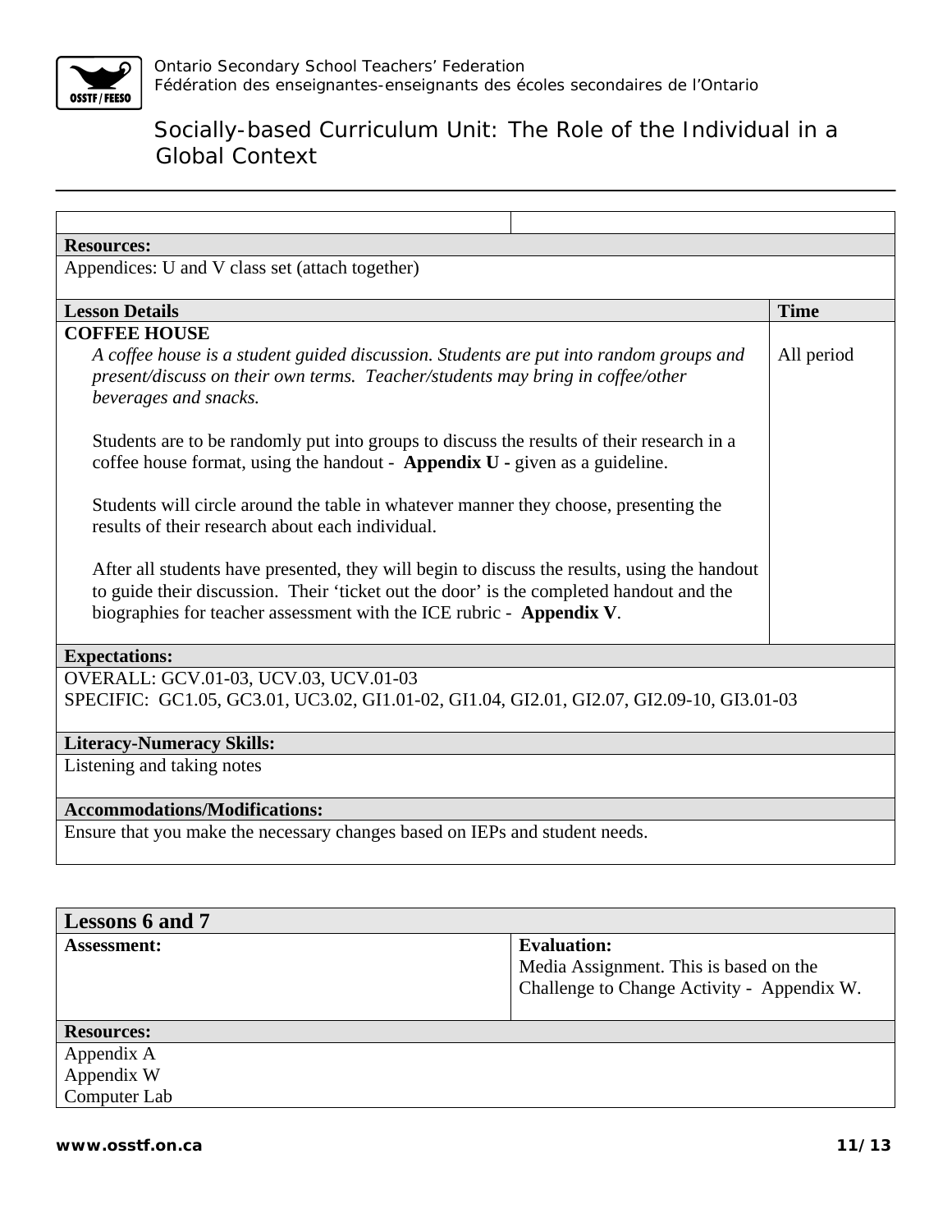| | |
|---|---|
| | |

**Resources:**

Appendices: U and V class set (attach together)

| Lesson Details | Time |
|---|---|
| **COFFEE HOUSE**<br>*A coffee house is a student guided discussion. Students are put into random groups and present/discuss on their own terms. Teacher/students may bring in coffee/other beverages and snacks.*<br><br>Students are to be randomly put into groups to discuss the results of their research in a coffee house format, using the handout - **Appendix U -** given as a guideline.<br><br>Students will circle around the table in whatever manner they choose, presenting the results of their research about each individual.<br><br>After all students have presented, they will begin to discuss the results, using the handout to guide their discussion. Their 'ticket out the door' is the completed handout and the biographies for teacher assessment with the ICE rubric - **Appendix V**. | All period |

**Expectations:**

OVERALL: GCV.01-03, UCV.03, UCV.01-03
SPECIFIC: GC1.05, GC3.01, UC3.02, GI1.01-02, GI1.04, GI2.01, GI2.07, GI2.09-10, GI3.01-03

**Literacy-Numeracy Skills:**

Listening and taking notes

**Accommodations/Modifications:**

Ensure that you make the necessary changes based on IEPs and student needs.

## Lessons 6 and 7

| Assessment: | Evaluation: |
|---|---|
| | Media Assignment. This is based on the Challenge to Change Activity - Appendix W. |

**Resources:**

Appendix A
Appendix W
Computer Lab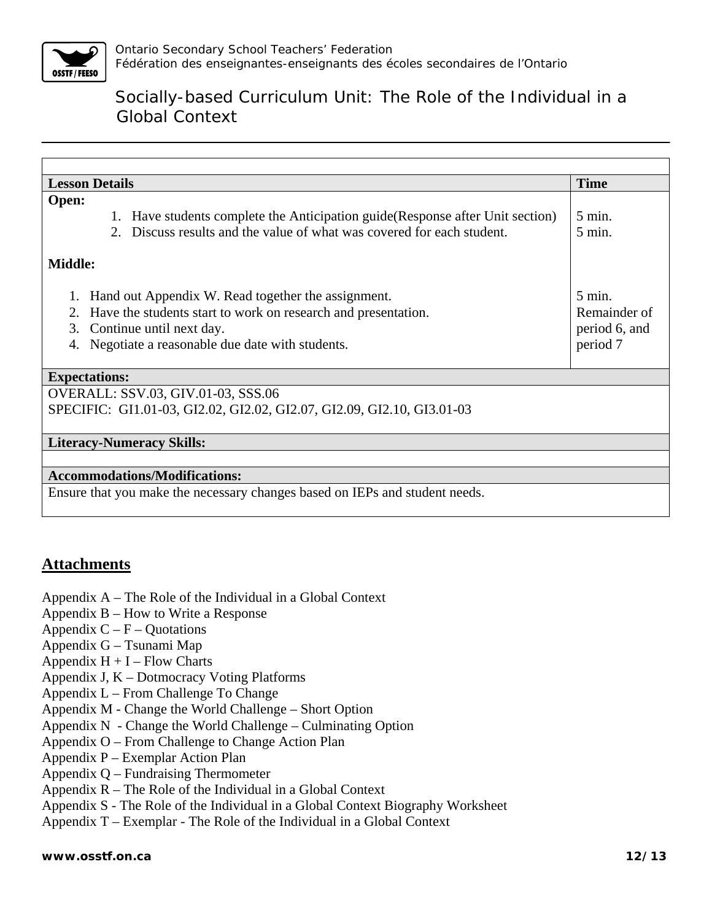| Lesson Details | Time |
|---|---|
| **Open:**<br>1. Have students complete the Anticipation guide(Response after Unit section)<br>2. Discuss results and the value of what was covered for each student. | 5 min.<br>5 min. |
| **Middle:**<br>1. Hand out Appendix W. Read together the assignment.<br>2. Have the students start to work on research and presentation.<br>3. Continue until next day.<br>4. Negotiate a reasonable due date with students. | 5 min.<br>Remainder of period 6, and period 7 |

**Expectations:**

OVERALL: SSV.03, GIV.01-03, SSS.06
SPECIFIC: GI1.01-03, GI2.02, GI2.02, GI2.07, GI2.09, GI2.10, GI3.01-03

**Literacy-Numeracy Skills:**

**Accommodations/Modifications:**

Ensure that you make the necessary changes based on IEPs and student needs.

## Attachments

Appendix A – The Role of the Individual in a Global Context
Appendix B – How to Write a Response
Appendix C – F – Quotations
Appendix G – Tsunami Map
Appendix H + I – Flow Charts
Appendix J, K – Dotmocracy Voting Platforms
Appendix L – From Challenge To Change
Appendix M - Change the World Challenge – Short Option
Appendix N - Change the World Challenge – Culminating Option
Appendix O – From Challenge to Change Action Plan
Appendix P – Exemplar Action Plan
Appendix Q – Fundraising Thermometer
Appendix R – The Role of the Individual in a Global Context
Appendix S - The Role of the Individual in a Global Context Biography Worksheet
Appendix T – Exemplar - The Role of the Individual in a Global Context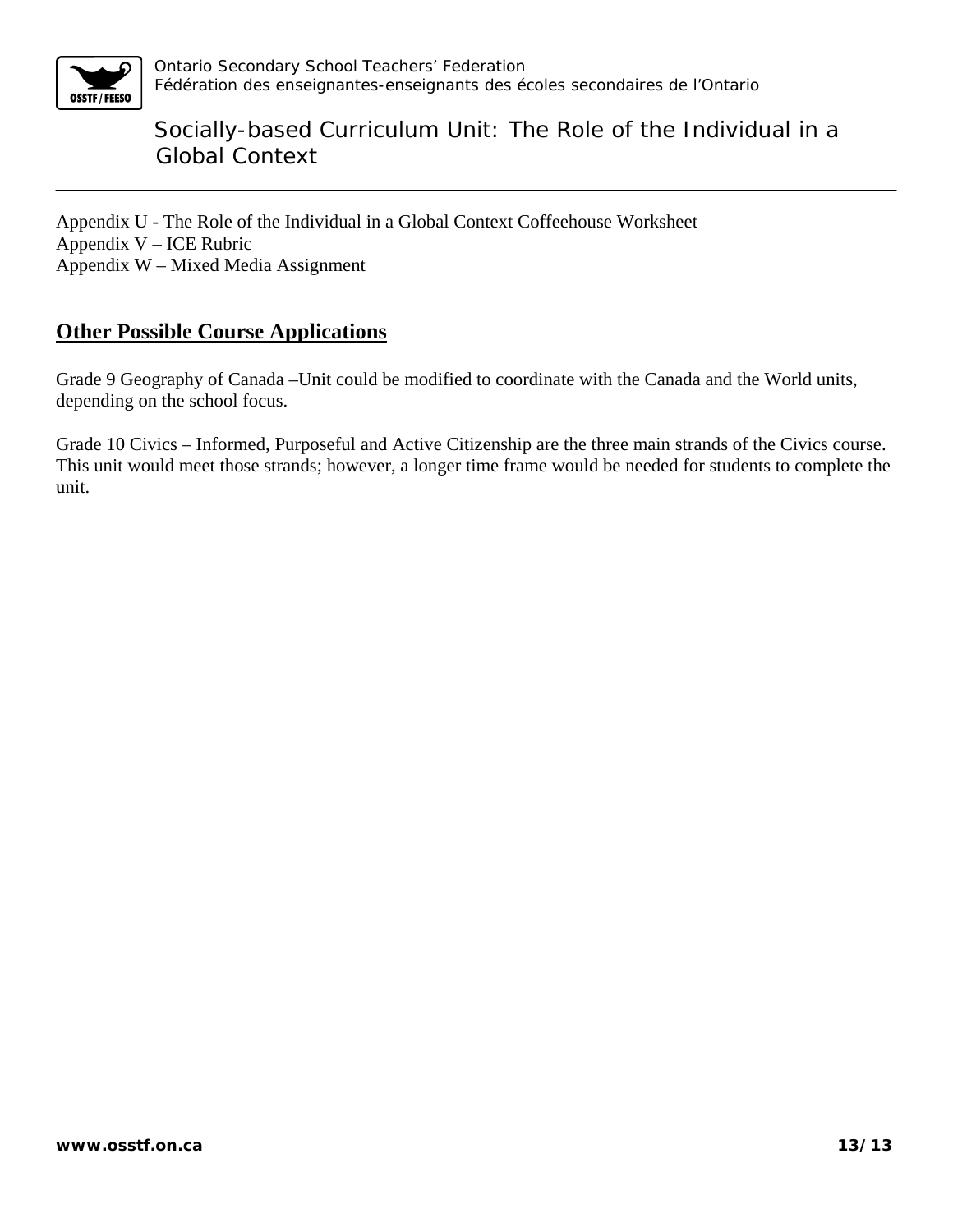Appendix U - The Role of the Individual in a Global Context Coffeehouse Worksheet
Appendix V – ICE Rubric
Appendix W – Mixed Media Assignment

## Other Possible Course Applications

Grade 9 Geography of Canada –Unit could be modified to coordinate with the Canada and the World units, depending on the school focus.

Grade 10 Civics – Informed, Purposeful and Active Citizenship are the three main strands of the Civics course. This unit would meet those strands; however, a longer time frame would be needed for students to complete the unit.